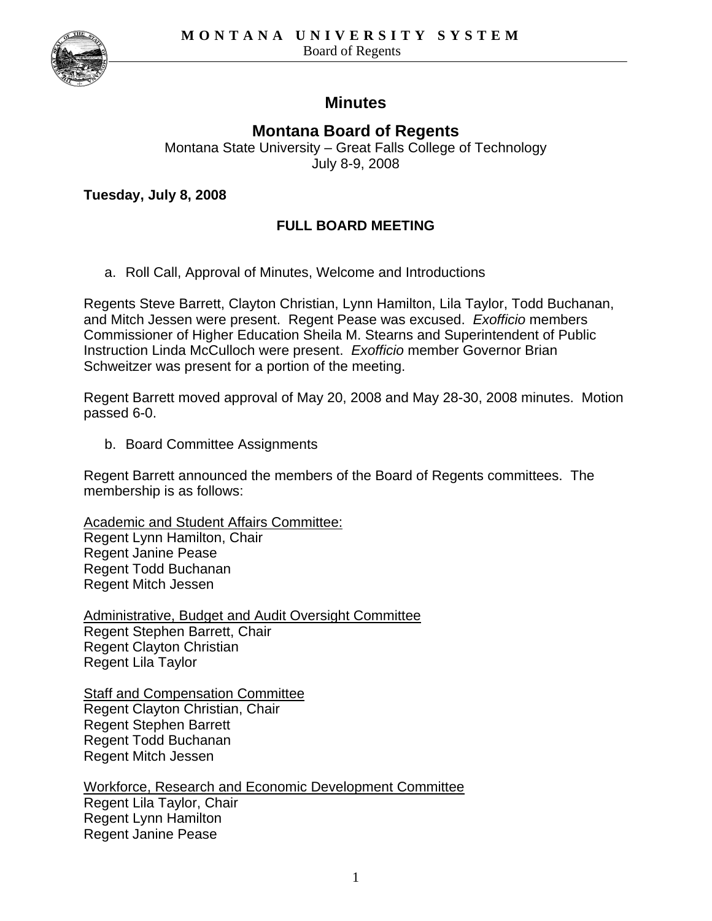MONTANA UNIVERSITY SYSTEM

Board of Regents

# Minutes

## Montana Board of Regents

Montana State University – Great Falls College of Technology
July 8-9, 2008

**Tuesday, July 8, 2008**

### FULL BOARD MEETING

a. Roll Call, Approval of Minutes, Welcome and Introductions

Regents Steve Barrett, Clayton Christian, Lynn Hamilton, Lila Taylor, Todd Buchanan, and Mitch Jessen were present. Regent Pease was excused. *Exofficio* members Commissioner of Higher Education Sheila M. Stearns and Superintendent of Public Instruction Linda McCulloch were present. *Exofficio* member Governor Brian Schweitzer was present for a portion of the meeting.

Regent Barrett moved approval of May 20, 2008 and May 28-30, 2008 minutes. Motion passed 6-0.

b. Board Committee Assignments

Regent Barrett announced the members of the Board of Regents committees. The membership is as follows:

<u>Academic and Student Affairs Committee:</u>
Regent Lynn Hamilton, Chair
Regent Janine Pease
Regent Todd Buchanan
Regent Mitch Jessen

<u>Administrative, Budget and Audit Oversight Committee</u>
Regent Stephen Barrett, Chair
Regent Clayton Christian
Regent Lila Taylor

<u>Staff and Compensation Committee</u>
Regent Clayton Christian, Chair
Regent Stephen Barrett
Regent Todd Buchanan
Regent Mitch Jessen

<u>Workforce, Research and Economic Development Committee</u>
Regent Lila Taylor, Chair
Regent Lynn Hamilton
Regent Janine Pease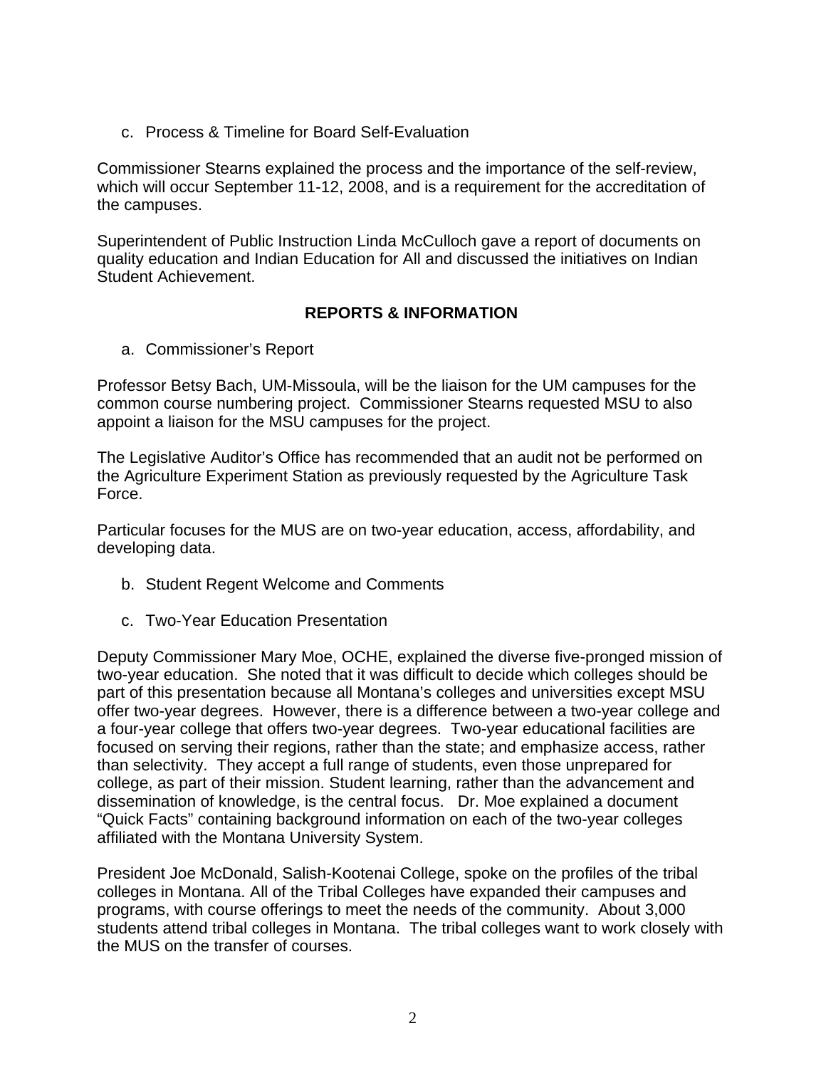c. Process & Timeline for Board Self-Evaluation

Commissioner Stearns explained the process and the importance of the self-review, which will occur September 11-12, 2008, and is a requirement for the accreditation of the campuses.

Superintendent of Public Instruction Linda McCulloch gave a report of documents on quality education and Indian Education for All and discussed the initiatives on Indian Student Achievement.

## REPORTS & INFORMATION

a. Commissioner's Report

Professor Betsy Bach, UM-Missoula, will be the liaison for the UM campuses for the common course numbering project. Commissioner Stearns requested MSU to also appoint a liaison for the MSU campuses for the project.

The Legislative Auditor's Office has recommended that an audit not be performed on the Agriculture Experiment Station as previously requested by the Agriculture Task Force.

Particular focuses for the MUS are on two-year education, access, affordability, and developing data.

b. Student Regent Welcome and Comments

c. Two-Year Education Presentation

Deputy Commissioner Mary Moe, OCHE, explained the diverse five-pronged mission of two-year education. She noted that it was difficult to decide which colleges should be part of this presentation because all Montana's colleges and universities except MSU offer two-year degrees. However, there is a difference between a two-year college and a four-year college that offers two-year degrees. Two-year educational facilities are focused on serving their regions, rather than the state; and emphasize access, rather than selectivity. They accept a full range of students, even those unprepared for college, as part of their mission. Student learning, rather than the advancement and dissemination of knowledge, is the central focus. Dr. Moe explained a document "Quick Facts" containing background information on each of the two-year colleges affiliated with the Montana University System.

President Joe McDonald, Salish-Kootenai College, spoke on the profiles of the tribal colleges in Montana. All of the Tribal Colleges have expanded their campuses and programs, with course offerings to meet the needs of the community. About 3,000 students attend tribal colleges in Montana. The tribal colleges want to work closely with the MUS on the transfer of courses.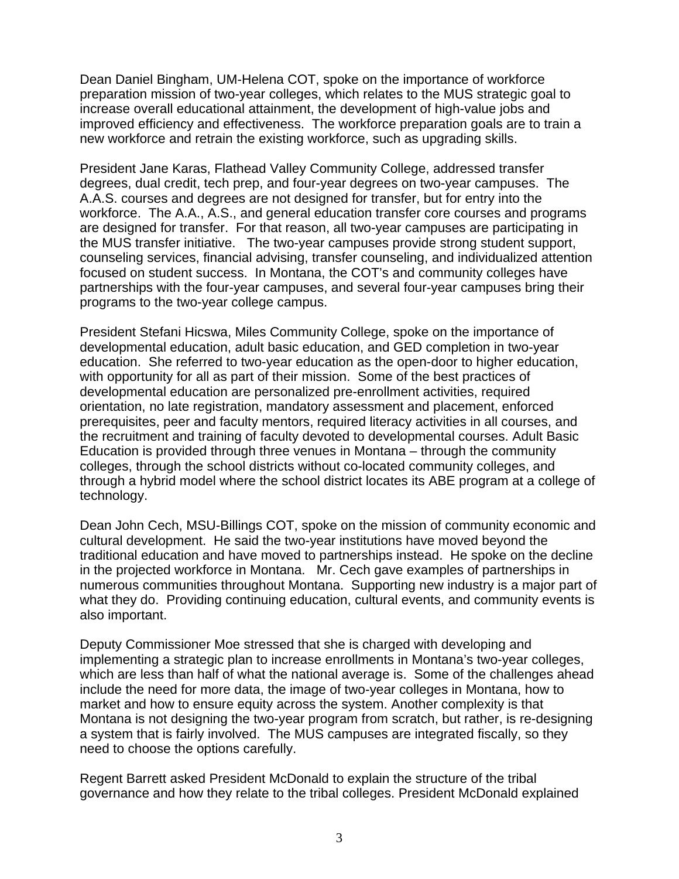Dean Daniel Bingham, UM-Helena COT, spoke on the importance of workforce preparation mission of two-year colleges, which relates to the MUS strategic goal to increase overall educational attainment, the development of high-value jobs and improved efficiency and effectiveness. The workforce preparation goals are to train a new workforce and retrain the existing workforce, such as upgrading skills.

President Jane Karas, Flathead Valley Community College, addressed transfer degrees, dual credit, tech prep, and four-year degrees on two-year campuses. The A.A.S. courses and degrees are not designed for transfer, but for entry into the workforce. The A.A., A.S., and general education transfer core courses and programs are designed for transfer. For that reason, all two-year campuses are participating in the MUS transfer initiative. The two-year campuses provide strong student support, counseling services, financial advising, transfer counseling, and individualized attention focused on student success. In Montana, the COT's and community colleges have partnerships with the four-year campuses, and several four-year campuses bring their programs to the two-year college campus.

President Stefani Hicswa, Miles Community College, spoke on the importance of developmental education, adult basic education, and GED completion in two-year education. She referred to two-year education as the open-door to higher education, with opportunity for all as part of their mission. Some of the best practices of developmental education are personalized pre-enrollment activities, required orientation, no late registration, mandatory assessment and placement, enforced prerequisites, peer and faculty mentors, required literacy activities in all courses, and the recruitment and training of faculty devoted to developmental courses. Adult Basic Education is provided through three venues in Montana – through the community colleges, through the school districts without co-located community colleges, and through a hybrid model where the school district locates its ABE program at a college of technology.

Dean John Cech, MSU-Billings COT, spoke on the mission of community economic and cultural development. He said the two-year institutions have moved beyond the traditional education and have moved to partnerships instead. He spoke on the decline in the projected workforce in Montana. Mr. Cech gave examples of partnerships in numerous communities throughout Montana. Supporting new industry is a major part of what they do. Providing continuing education, cultural events, and community events is also important.

Deputy Commissioner Moe stressed that she is charged with developing and implementing a strategic plan to increase enrollments in Montana's two-year colleges, which are less than half of what the national average is. Some of the challenges ahead include the need for more data, the image of two-year colleges in Montana, how to market and how to ensure equity across the system. Another complexity is that Montana is not designing the two-year program from scratch, but rather, is re-designing a system that is fairly involved. The MUS campuses are integrated fiscally, so they need to choose the options carefully.

Regent Barrett asked President McDonald to explain the structure of the tribal governance and how they relate to the tribal colleges. President McDonald explained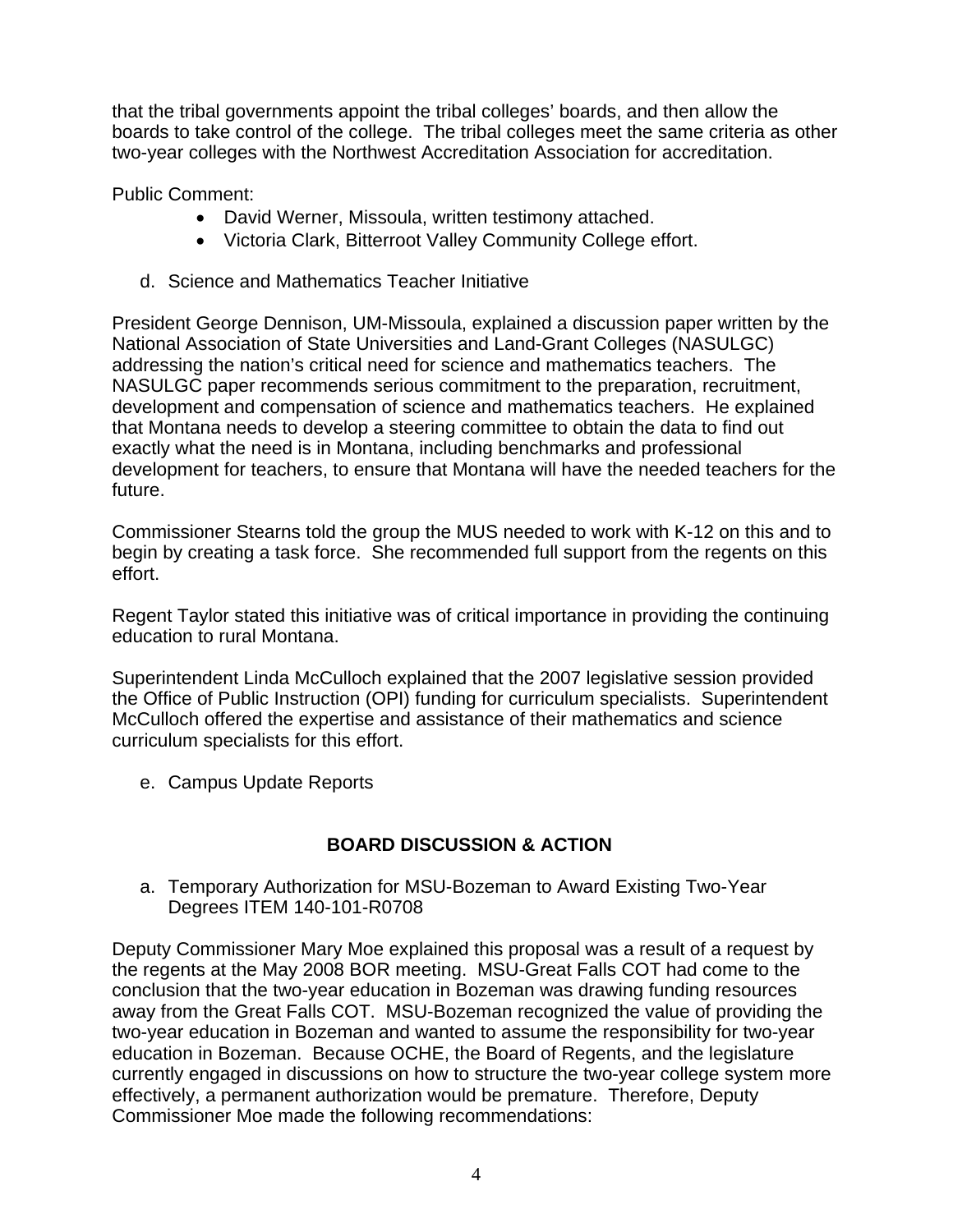that the tribal governments appoint the tribal colleges' boards, and then allow the boards to take control of the college. The tribal colleges meet the same criteria as other two-year colleges with the Northwest Accreditation Association for accreditation.

Public Comment:

- David Werner, Missoula, written testimony attached.
- Victoria Clark, Bitterroot Valley Community College effort.

d. Science and Mathematics Teacher Initiative

President George Dennison, UM-Missoula, explained a discussion paper written by the National Association of State Universities and Land-Grant Colleges (NASULGC) addressing the nation's critical need for science and mathematics teachers. The NASULGC paper recommends serious commitment to the preparation, recruitment, development and compensation of science and mathematics teachers. He explained that Montana needs to develop a steering committee to obtain the data to find out exactly what the need is in Montana, including benchmarks and professional development for teachers, to ensure that Montana will have the needed teachers for the future.

Commissioner Stearns told the group the MUS needed to work with K-12 on this and to begin by creating a task force. She recommended full support from the regents on this effort.

Regent Taylor stated this initiative was of critical importance in providing the continuing education to rural Montana.

Superintendent Linda McCulloch explained that the 2007 legislative session provided the Office of Public Instruction (OPI) funding for curriculum specialists. Superintendent McCulloch offered the expertise and assistance of their mathematics and science curriculum specialists for this effort.

e. Campus Update Reports

## BOARD DISCUSSION & ACTION

a. Temporary Authorization for MSU-Bozeman to Award Existing Two-Year Degrees ITEM 140-101-R0708

Deputy Commissioner Mary Moe explained this proposal was a result of a request by the regents at the May 2008 BOR meeting. MSU-Great Falls COT had come to the conclusion that the two-year education in Bozeman was drawing funding resources away from the Great Falls COT. MSU-Bozeman recognized the value of providing the two-year education in Bozeman and wanted to assume the responsibility for two-year education in Bozeman. Because OCHE, the Board of Regents, and the legislature currently engaged in discussions on how to structure the two-year college system more effectively, a permanent authorization would be premature. Therefore, Deputy Commissioner Moe made the following recommendations: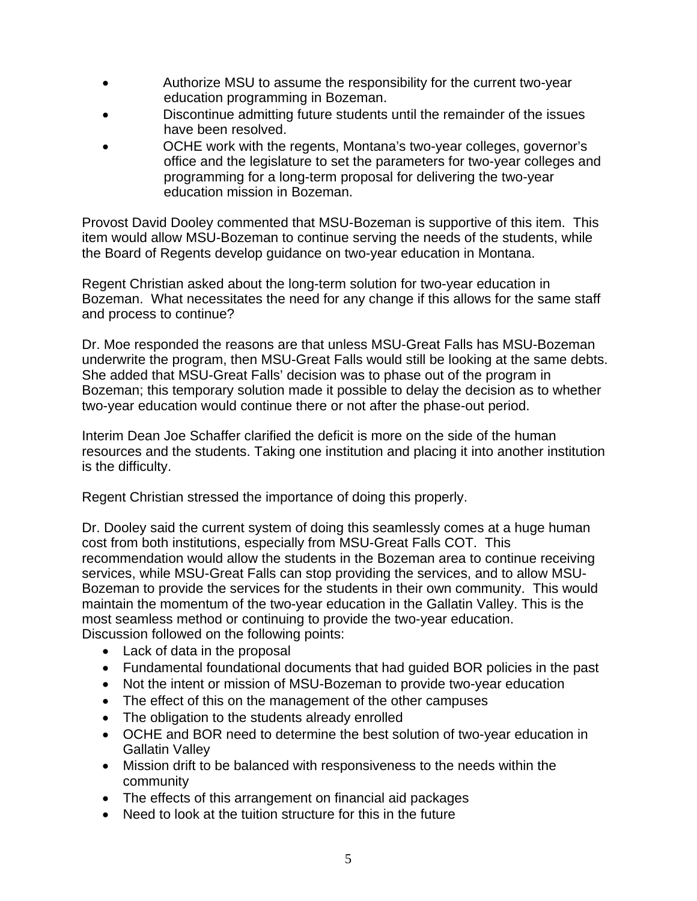- Authorize MSU to assume the responsibility for the current two-year education programming in Bozeman.
- Discontinue admitting future students until the remainder of the issues have been resolved.
- OCHE work with the regents, Montana's two-year colleges, governor's office and the legislature to set the parameters for two-year colleges and programming for a long-term proposal for delivering the two-year education mission in Bozeman.

Provost David Dooley commented that MSU-Bozeman is supportive of this item. This item would allow MSU-Bozeman to continue serving the needs of the students, while the Board of Regents develop guidance on two-year education in Montana.

Regent Christian asked about the long-term solution for two-year education in Bozeman. What necessitates the need for any change if this allows for the same staff and process to continue?

Dr. Moe responded the reasons are that unless MSU-Great Falls has MSU-Bozeman underwrite the program, then MSU-Great Falls would still be looking at the same debts. She added that MSU-Great Falls' decision was to phase out of the program in Bozeman; this temporary solution made it possible to delay the decision as to whether two-year education would continue there or not after the phase-out period.

Interim Dean Joe Schaffer clarified the deficit is more on the side of the human resources and the students. Taking one institution and placing it into another institution is the difficulty.

Regent Christian stressed the importance of doing this properly.

Dr. Dooley said the current system of doing this seamlessly comes at a huge human cost from both institutions, especially from MSU-Great Falls COT. This recommendation would allow the students in the Bozeman area to continue receiving services, while MSU-Great Falls can stop providing the services, and to allow MSU-Bozeman to provide the services for the students in their own community. This would maintain the momentum of the two-year education in the Gallatin Valley. This is the most seamless method or continuing to provide the two-year education.
Discussion followed on the following points:

- Lack of data in the proposal
- Fundamental foundational documents that had guided BOR policies in the past
- Not the intent or mission of MSU-Bozeman to provide two-year education
- The effect of this on the management of the other campuses
- The obligation to the students already enrolled
- OCHE and BOR need to determine the best solution of two-year education in Gallatin Valley
- Mission drift to be balanced with responsiveness to the needs within the community
- The effects of this arrangement on financial aid packages
- Need to look at the tuition structure for this in the future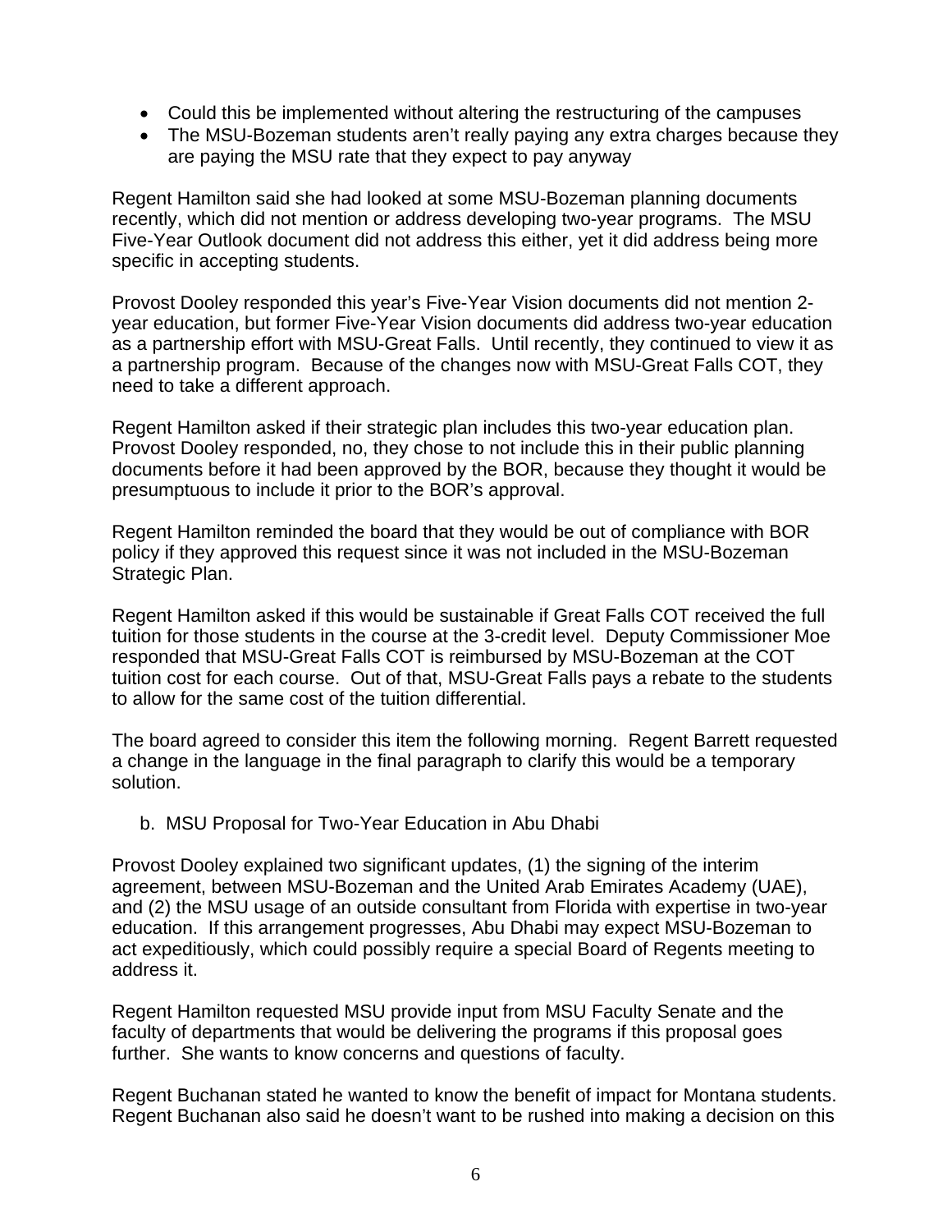- Could this be implemented without altering the restructuring of the campuses
- The MSU-Bozeman students aren't really paying any extra charges because they are paying the MSU rate that they expect to pay anyway

Regent Hamilton said she had looked at some MSU-Bozeman planning documents recently, which did not mention or address developing two-year programs. The MSU Five-Year Outlook document did not address this either, yet it did address being more specific in accepting students.

Provost Dooley responded this year's Five-Year Vision documents did not mention 2-year education, but former Five-Year Vision documents did address two-year education as a partnership effort with MSU-Great Falls. Until recently, they continued to view it as a partnership program. Because of the changes now with MSU-Great Falls COT, they need to take a different approach.

Regent Hamilton asked if their strategic plan includes this two-year education plan. Provost Dooley responded, no, they chose to not include this in their public planning documents before it had been approved by the BOR, because they thought it would be presumptuous to include it prior to the BOR's approval.

Regent Hamilton reminded the board that they would be out of compliance with BOR policy if they approved this request since it was not included in the MSU-Bozeman Strategic Plan.

Regent Hamilton asked if this would be sustainable if Great Falls COT received the full tuition for those students in the course at the 3-credit level. Deputy Commissioner Moe responded that MSU-Great Falls COT is reimbursed by MSU-Bozeman at the COT tuition cost for each course. Out of that, MSU-Great Falls pays a rebate to the students to allow for the same cost of the tuition differential.

The board agreed to consider this item the following morning. Regent Barrett requested a change in the language in the final paragraph to clarify this would be a temporary solution.

b. MSU Proposal for Two-Year Education in Abu Dhabi

Provost Dooley explained two significant updates, (1) the signing of the interim agreement, between MSU-Bozeman and the United Arab Emirates Academy (UAE), and (2) the MSU usage of an outside consultant from Florida with expertise in two-year education. If this arrangement progresses, Abu Dhabi may expect MSU-Bozeman to act expeditiously, which could possibly require a special Board of Regents meeting to address it.

Regent Hamilton requested MSU provide input from MSU Faculty Senate and the faculty of departments that would be delivering the programs if this proposal goes further. She wants to know concerns and questions of faculty.

Regent Buchanan stated he wanted to know the benefit of impact for Montana students. Regent Buchanan also said he doesn't want to be rushed into making a decision on this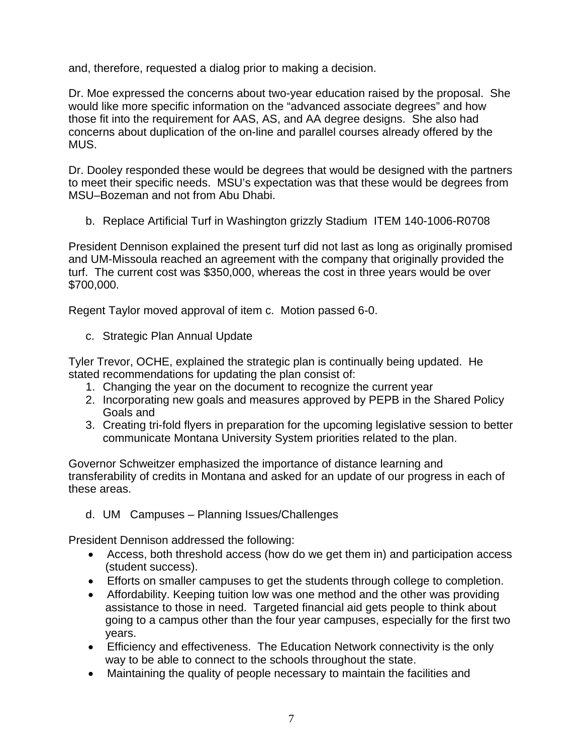and, therefore, requested a dialog prior to making a decision.

Dr. Moe expressed the concerns about two-year education raised by the proposal. She would like more specific information on the "advanced associate degrees" and how those fit into the requirement for AAS, AS, and AA degree designs. She also had concerns about duplication of the on-line and parallel courses already offered by the MUS.

Dr. Dooley responded these would be degrees that would be designed with the partners to meet their specific needs. MSU's expectation was that these would be degrees from MSU–Bozeman and not from Abu Dhabi.

b. Replace Artificial Turf in Washington grizzly Stadium ITEM 140-1006-R0708

President Dennison explained the present turf did not last as long as originally promised and UM-Missoula reached an agreement with the company that originally provided the turf. The current cost was $350,000, whereas the cost in three years would be over $700,000.

Regent Taylor moved approval of item c. Motion passed 6-0.

c. Strategic Plan Annual Update

Tyler Trevor, OCHE, explained the strategic plan is continually being updated. He stated recommendations for updating the plan consist of:

1. Changing the year on the document to recognize the current year
2. Incorporating new goals and measures approved by PEPB in the Shared Policy Goals and
3. Creating tri-fold flyers in preparation for the upcoming legislative session to better communicate Montana University System priorities related to the plan.

Governor Schweitzer emphasized the importance of distance learning and transferability of credits in Montana and asked for an update of our progress in each of these areas.

d. UM Campuses – Planning Issues/Challenges

President Dennison addressed the following:

- Access, both threshold access (how do we get them in) and participation access (student success).
- Efforts on smaller campuses to get the students through college to completion.
- Affordability. Keeping tuition low was one method and the other was providing assistance to those in need. Targeted financial aid gets people to think about going to a campus other than the four year campuses, especially for the first two years.
- Efficiency and effectiveness. The Education Network connectivity is the only way to be able to connect to the schools throughout the state.
- Maintaining the quality of people necessary to maintain the facilities and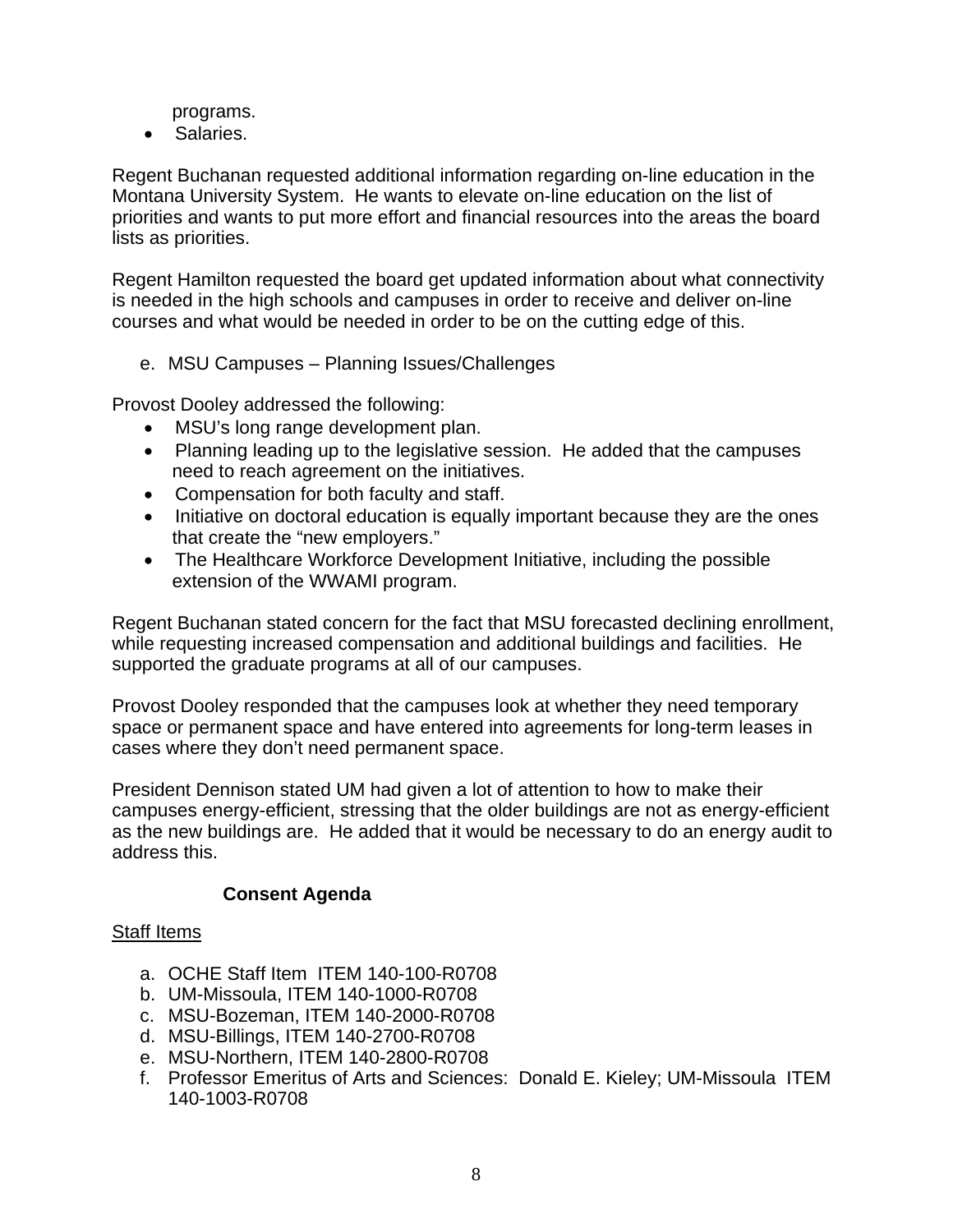programs.

- Salaries.

Regent Buchanan requested additional information regarding on-line education in the Montana University System. He wants to elevate on-line education on the list of priorities and wants to put more effort and financial resources into the areas the board lists as priorities.

Regent Hamilton requested the board get updated information about what connectivity is needed in the high schools and campuses in order to receive and deliver on-line courses and what would be needed in order to be on the cutting edge of this.

e. MSU Campuses – Planning Issues/Challenges

Provost Dooley addressed the following:

- MSU's long range development plan.
- Planning leading up to the legislative session. He added that the campuses need to reach agreement on the initiatives.
- Compensation for both faculty and staff.
- Initiative on doctoral education is equally important because they are the ones that create the "new employers."
- The Healthcare Workforce Development Initiative, including the possible extension of the WWAMI program.

Regent Buchanan stated concern for the fact that MSU forecasted declining enrollment, while requesting increased compensation and additional buildings and facilities. He supported the graduate programs at all of our campuses.

Provost Dooley responded that the campuses look at whether they need temporary space or permanent space and have entered into agreements for long-term leases in cases where they don't need permanent space.

President Dennison stated UM had given a lot of attention to how to make their campuses energy-efficient, stressing that the older buildings are not as energy-efficient as the new buildings are. He added that it would be necessary to do an energy audit to address this.

## Consent Agenda

Staff Items

a. OCHE Staff Item ITEM 140-100-R0708
b. UM-Missoula, ITEM 140-1000-R0708
c. MSU-Bozeman, ITEM 140-2000-R0708
d. MSU-Billings, ITEM 140-2700-R0708
e. MSU-Northern, ITEM 140-2800-R0708
f. Professor Emeritus of Arts and Sciences: Donald E. Kieley; UM-Missoula ITEM 140-1003-R0708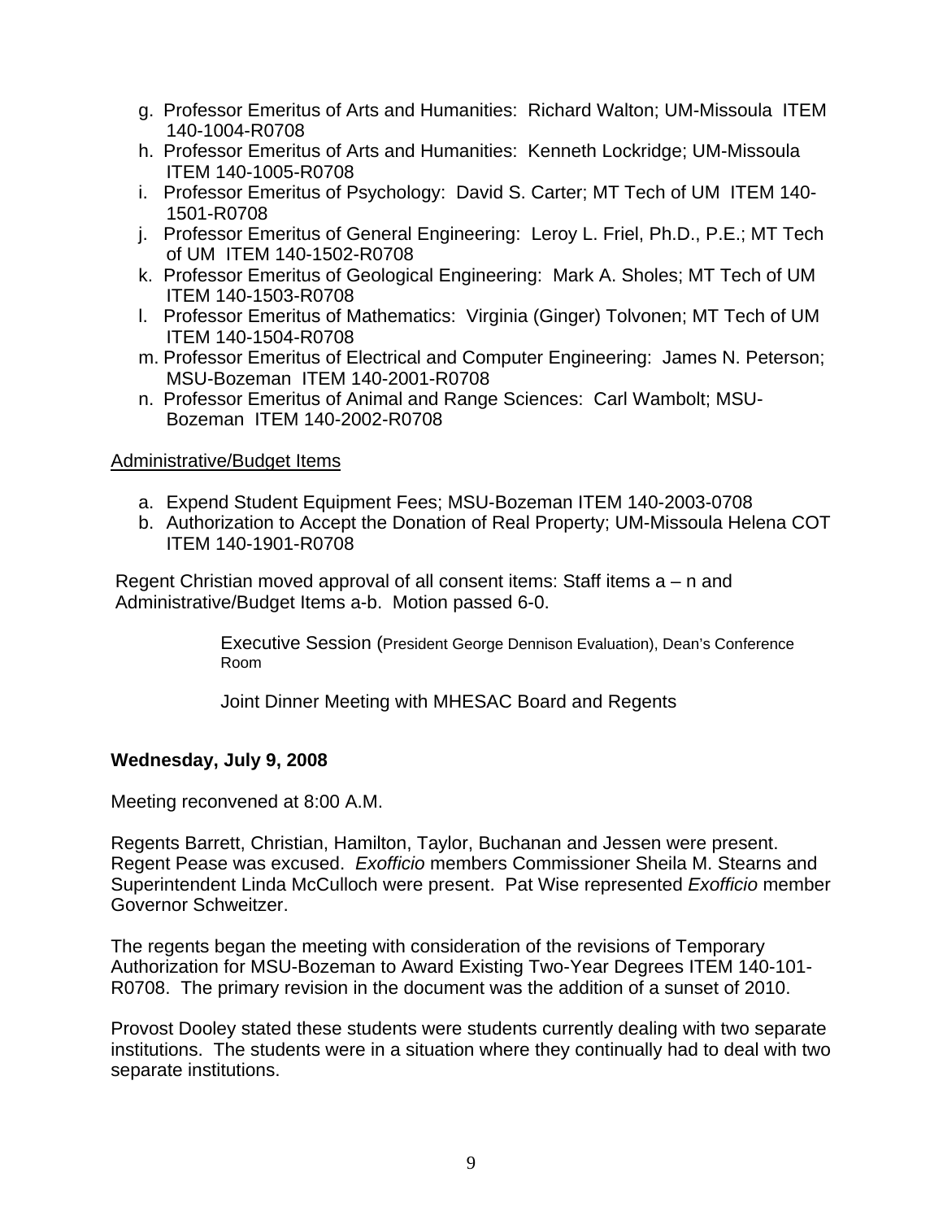g. Professor Emeritus of Arts and Humanities: Richard Walton; UM-Missoula ITEM 140-1004-R0708
h. Professor Emeritus of Arts and Humanities: Kenneth Lockridge; UM-Missoula ITEM 140-1005-R0708
i. Professor Emeritus of Psychology: David S. Carter; MT Tech of UM ITEM 140-1501-R0708
j. Professor Emeritus of General Engineering: Leroy L. Friel, Ph.D., P.E.; MT Tech of UM ITEM 140-1502-R0708
k. Professor Emeritus of Geological Engineering: Mark A. Sholes; MT Tech of UM ITEM 140-1503-R0708
l. Professor Emeritus of Mathematics: Virginia (Ginger) Tolvonen; MT Tech of UM ITEM 140-1504-R0708
m. Professor Emeritus of Electrical and Computer Engineering: James N. Peterson; MSU-Bozeman ITEM 140-2001-R0708
n. Professor Emeritus of Animal and Range Sciences: Carl Wambolt; MSU-Bozeman ITEM 140-2002-R0708

<u>Administrative/Budget Items</u>

a. Expend Student Equipment Fees; MSU-Bozeman ITEM 140-2003-0708
b. Authorization to Accept the Donation of Real Property; UM-Missoula Helena COT ITEM 140-1901-R0708

Regent Christian moved approval of all consent items: Staff items a – n and Administrative/Budget Items a-b. Motion passed 6-0.

Executive Session (President George Dennison Evaluation), Dean's Conference Room

Joint Dinner Meeting with MHESAC Board and Regents

**Wednesday, July 9, 2008**

Meeting reconvened at 8:00 A.M.

Regents Barrett, Christian, Hamilton, Taylor, Buchanan and Jessen were present. Regent Pease was excused. *Exofficio* members Commissioner Sheila M. Stearns and Superintendent Linda McCulloch were present. Pat Wise represented *Exofficio* member Governor Schweitzer.

The regents began the meeting with consideration of the revisions of Temporary Authorization for MSU-Bozeman to Award Existing Two-Year Degrees ITEM 140-101-R0708. The primary revision in the document was the addition of a sunset of 2010.

Provost Dooley stated these students were students currently dealing with two separate institutions. The students were in a situation where they continually had to deal with two separate institutions.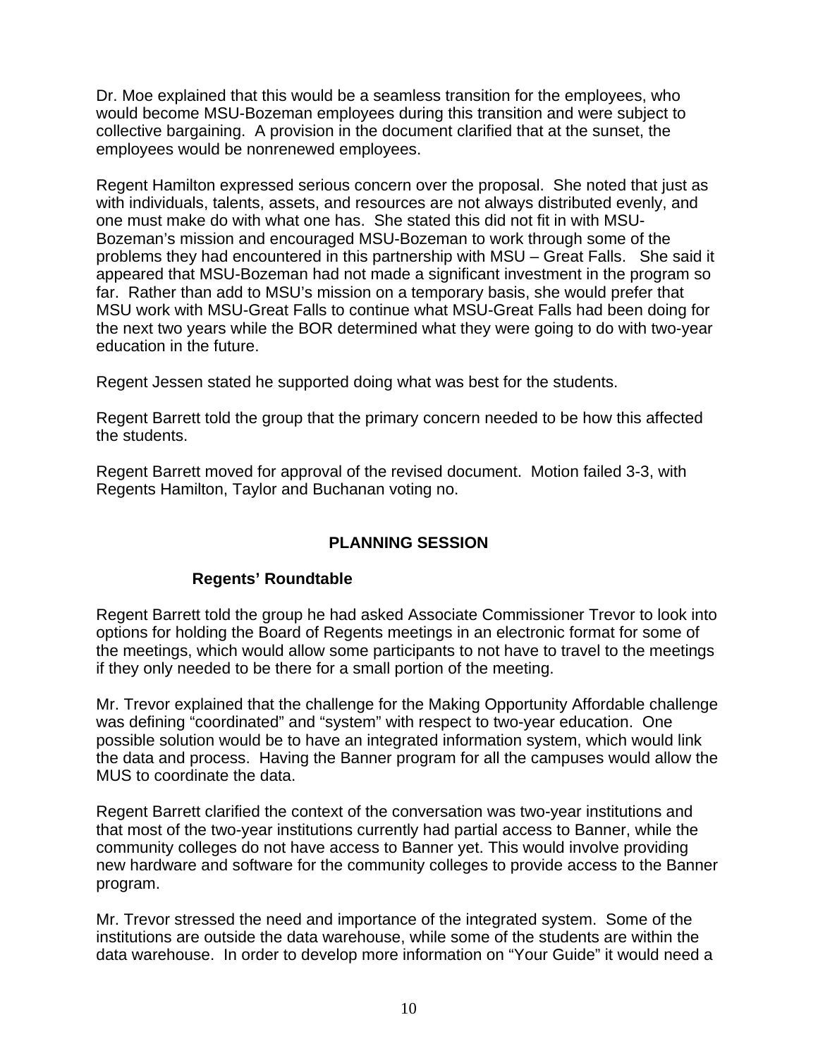Dr. Moe explained that this would be a seamless transition for the employees, who would become MSU-Bozeman employees during this transition and were subject to collective bargaining. A provision in the document clarified that at the sunset, the employees would be nonrenewed employees.

Regent Hamilton expressed serious concern over the proposal. She noted that just as with individuals, talents, assets, and resources are not always distributed evenly, and one must make do with what one has. She stated this did not fit in with MSU-Bozeman's mission and encouraged MSU-Bozeman to work through some of the problems they had encountered in this partnership with MSU – Great Falls. She said it appeared that MSU-Bozeman had not made a significant investment in the program so far. Rather than add to MSU's mission on a temporary basis, she would prefer that MSU work with MSU-Great Falls to continue what MSU-Great Falls had been doing for the next two years while the BOR determined what they were going to do with two-year education in the future.

Regent Jessen stated he supported doing what was best for the students.

Regent Barrett told the group that the primary concern needed to be how this affected the students.

Regent Barrett moved for approval of the revised document. Motion failed 3-3, with Regents Hamilton, Taylor and Buchanan voting no.

## PLANNING SESSION

### Regents' Roundtable

Regent Barrett told the group he had asked Associate Commissioner Trevor to look into options for holding the Board of Regents meetings in an electronic format for some of the meetings, which would allow some participants to not have to travel to the meetings if they only needed to be there for a small portion of the meeting.

Mr. Trevor explained that the challenge for the Making Opportunity Affordable challenge was defining "coordinated" and "system" with respect to two-year education. One possible solution would be to have an integrated information system, which would link the data and process. Having the Banner program for all the campuses would allow the MUS to coordinate the data.

Regent Barrett clarified the context of the conversation was two-year institutions and that most of the two-year institutions currently had partial access to Banner, while the community colleges do not have access to Banner yet. This would involve providing new hardware and software for the community colleges to provide access to the Banner program.

Mr. Trevor stressed the need and importance of the integrated system. Some of the institutions are outside the data warehouse, while some of the students are within the data warehouse. In order to develop more information on "Your Guide" it would need a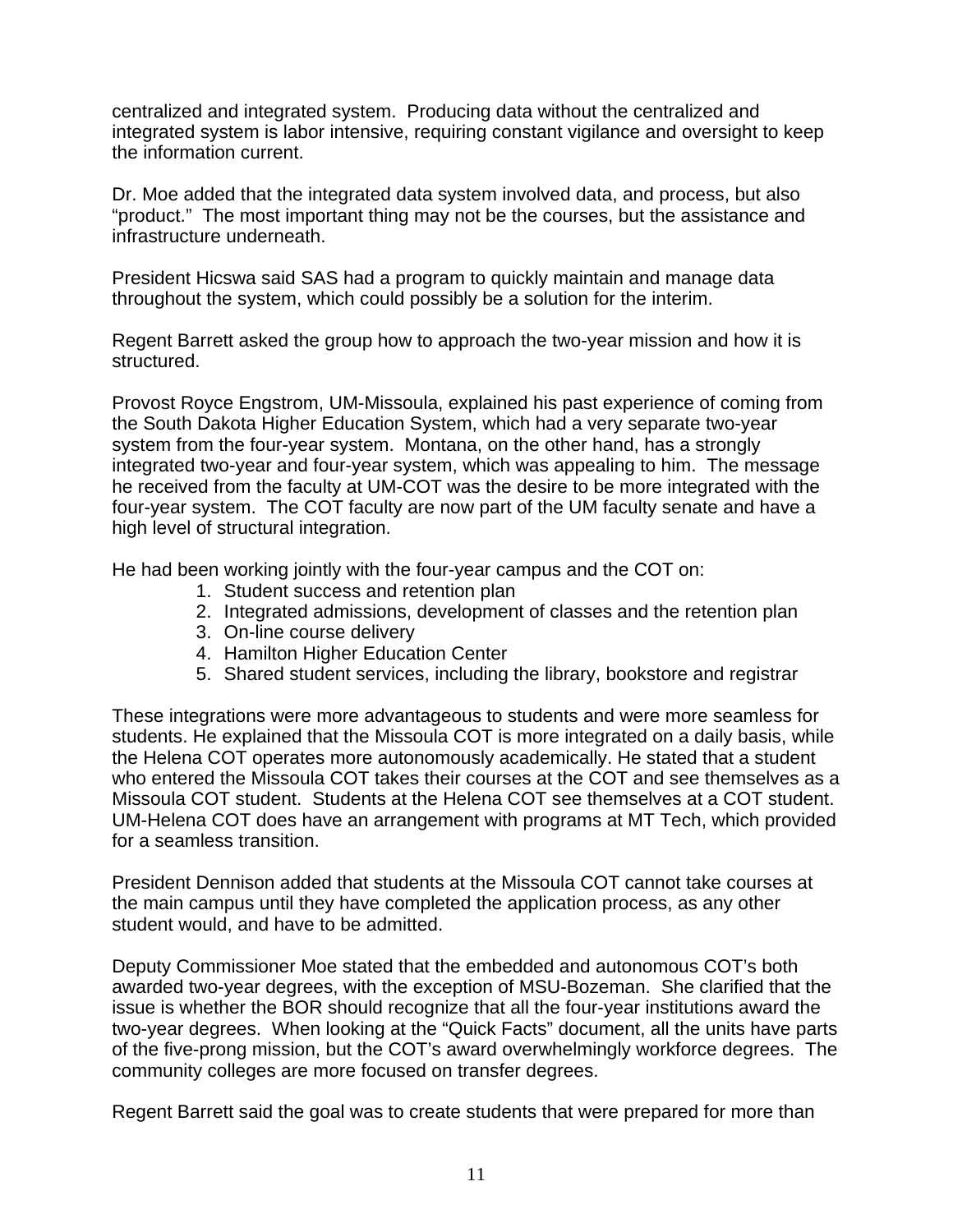centralized and integrated system. Producing data without the centralized and integrated system is labor intensive, requiring constant vigilance and oversight to keep the information current.

Dr. Moe added that the integrated data system involved data, and process, but also "product." The most important thing may not be the courses, but the assistance and infrastructure underneath.

President Hicswa said SAS had a program to quickly maintain and manage data throughout the system, which could possibly be a solution for the interim.

Regent Barrett asked the group how to approach the two-year mission and how it is structured.

Provost Royce Engstrom, UM-Missoula, explained his past experience of coming from the South Dakota Higher Education System, which had a very separate two-year system from the four-year system. Montana, on the other hand, has a strongly integrated two-year and four-year system, which was appealing to him. The message he received from the faculty at UM-COT was the desire to be more integrated with the four-year system. The COT faculty are now part of the UM faculty senate and have a high level of structural integration.

He had been working jointly with the four-year campus and the COT on:

1. Student success and retention plan
2. Integrated admissions, development of classes and the retention plan
3. On-line course delivery
4. Hamilton Higher Education Center
5. Shared student services, including the library, bookstore and registrar

These integrations were more advantageous to students and were more seamless for students. He explained that the Missoula COT is more integrated on a daily basis, while the Helena COT operates more autonomously academically. He stated that a student who entered the Missoula COT takes their courses at the COT and see themselves as a Missoula COT student. Students at the Helena COT see themselves at a COT student. UM-Helena COT does have an arrangement with programs at MT Tech, which provided for a seamless transition.

President Dennison added that students at the Missoula COT cannot take courses at the main campus until they have completed the application process, as any other student would, and have to be admitted.

Deputy Commissioner Moe stated that the embedded and autonomous COT's both awarded two-year degrees, with the exception of MSU-Bozeman. She clarified that the issue is whether the BOR should recognize that all the four-year institutions award the two-year degrees. When looking at the "Quick Facts" document, all the units have parts of the five-prong mission, but the COT's award overwhelmingly workforce degrees. The community colleges are more focused on transfer degrees.

Regent Barrett said the goal was to create students that were prepared for more than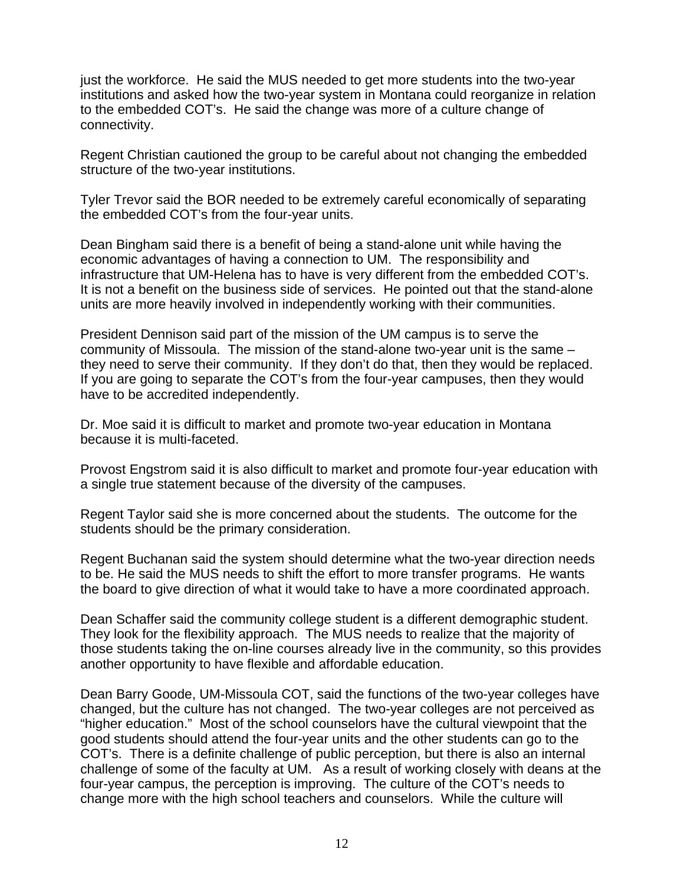just the workforce. He said the MUS needed to get more students into the two-year institutions and asked how the two-year system in Montana could reorganize in relation to the embedded COT's. He said the change was more of a culture change of connectivity.

Regent Christian cautioned the group to be careful about not changing the embedded structure of the two-year institutions.

Tyler Trevor said the BOR needed to be extremely careful economically of separating the embedded COT's from the four-year units.

Dean Bingham said there is a benefit of being a stand-alone unit while having the economic advantages of having a connection to UM. The responsibility and infrastructure that UM-Helena has to have is very different from the embedded COT's. It is not a benefit on the business side of services. He pointed out that the stand-alone units are more heavily involved in independently working with their communities.

President Dennison said part of the mission of the UM campus is to serve the community of Missoula. The mission of the stand-alone two-year unit is the same – they need to serve their community. If they don't do that, then they would be replaced. If you are going to separate the COT's from the four-year campuses, then they would have to be accredited independently.

Dr. Moe said it is difficult to market and promote two-year education in Montana because it is multi-faceted.

Provost Engstrom said it is also difficult to market and promote four-year education with a single true statement because of the diversity of the campuses.

Regent Taylor said she is more concerned about the students. The outcome for the students should be the primary consideration.

Regent Buchanan said the system should determine what the two-year direction needs to be. He said the MUS needs to shift the effort to more transfer programs. He wants the board to give direction of what it would take to have a more coordinated approach.

Dean Schaffer said the community college student is a different demographic student. They look for the flexibility approach. The MUS needs to realize that the majority of those students taking the on-line courses already live in the community, so this provides another opportunity to have flexible and affordable education.

Dean Barry Goode, UM-Missoula COT, said the functions of the two-year colleges have changed, but the culture has not changed. The two-year colleges are not perceived as "higher education." Most of the school counselors have the cultural viewpoint that the good students should attend the four-year units and the other students can go to the COT's. There is a definite challenge of public perception, but there is also an internal challenge of some of the faculty at UM. As a result of working closely with deans at the four-year campus, the perception is improving. The culture of the COT's needs to change more with the high school teachers and counselors. While the culture will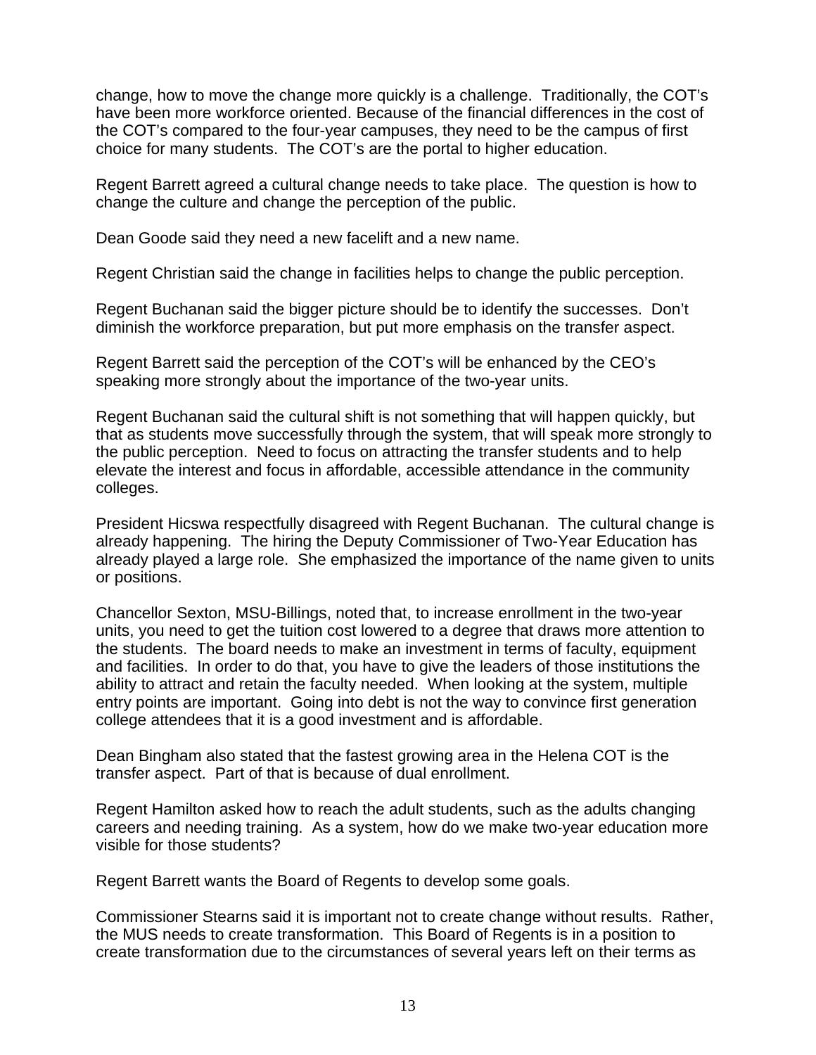change, how to move the change more quickly is a challenge. Traditionally, the COT's have been more workforce oriented. Because of the financial differences in the cost of the COT's compared to the four-year campuses, they need to be the campus of first choice for many students. The COT's are the portal to higher education.

Regent Barrett agreed a cultural change needs to take place. The question is how to change the culture and change the perception of the public.

Dean Goode said they need a new facelift and a new name.

Regent Christian said the change in facilities helps to change the public perception.

Regent Buchanan said the bigger picture should be to identify the successes. Don't diminish the workforce preparation, but put more emphasis on the transfer aspect.

Regent Barrett said the perception of the COT's will be enhanced by the CEO's speaking more strongly about the importance of the two-year units.

Regent Buchanan said the cultural shift is not something that will happen quickly, but that as students move successfully through the system, that will speak more strongly to the public perception. Need to focus on attracting the transfer students and to help elevate the interest and focus in affordable, accessible attendance in the community colleges.

President Hicswa respectfully disagreed with Regent Buchanan. The cultural change is already happening. The hiring the Deputy Commissioner of Two-Year Education has already played a large role. She emphasized the importance of the name given to units or positions.

Chancellor Sexton, MSU-Billings, noted that, to increase enrollment in the two-year units, you need to get the tuition cost lowered to a degree that draws more attention to the students. The board needs to make an investment in terms of faculty, equipment and facilities. In order to do that, you have to give the leaders of those institutions the ability to attract and retain the faculty needed. When looking at the system, multiple entry points are important. Going into debt is not the way to convince first generation college attendees that it is a good investment and is affordable.

Dean Bingham also stated that the fastest growing area in the Helena COT is the transfer aspect. Part of that is because of dual enrollment.

Regent Hamilton asked how to reach the adult students, such as the adults changing careers and needing training. As a system, how do we make two-year education more visible for those students?

Regent Barrett wants the Board of Regents to develop some goals.

Commissioner Stearns said it is important not to create change without results. Rather, the MUS needs to create transformation. This Board of Regents is in a position to create transformation due to the circumstances of several years left on their terms as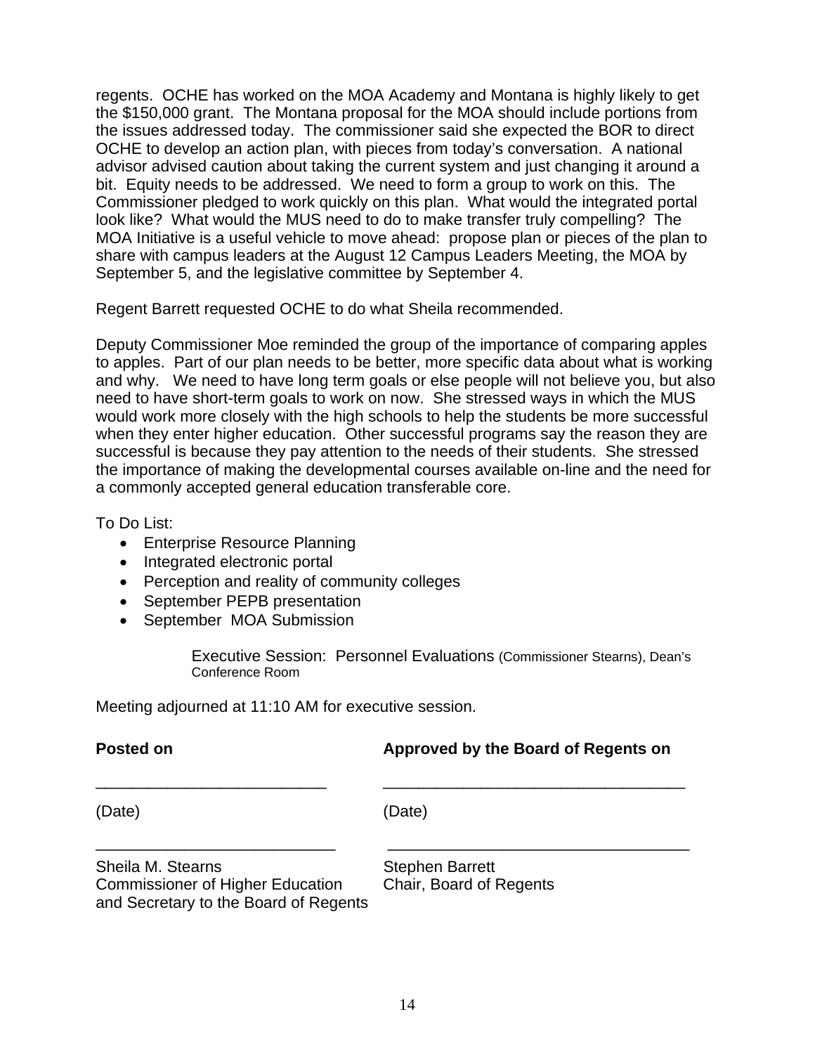regents. OCHE has worked on the MOA Academy and Montana is highly likely to get the $150,000 grant. The Montana proposal for the MOA should include portions from the issues addressed today. The commissioner said she expected the BOR to direct OCHE to develop an action plan, with pieces from today's conversation. A national advisor advised caution about taking the current system and just changing it around a bit. Equity needs to be addressed. We need to form a group to work on this. The Commissioner pledged to work quickly on this plan. What would the integrated portal look like? What would the MUS need to do to make transfer truly compelling? The MOA Initiative is a useful vehicle to move ahead: propose plan or pieces of the plan to share with campus leaders at the August 12 Campus Leaders Meeting, the MOA by September 5, and the legislative committee by September 4.

Regent Barrett requested OCHE to do what Sheila recommended.

Deputy Commissioner Moe reminded the group of the importance of comparing apples to apples. Part of our plan needs to be better, more specific data about what is working and why. We need to have long term goals or else people will not believe you, but also need to have short-term goals to work on now. She stressed ways in which the MUS would work more closely with the high schools to help the students be more successful when they enter higher education. Other successful programs say the reason they are successful is because they pay attention to the needs of their students. She stressed the importance of making the developmental courses available on-line and the need for a commonly accepted general education transferable core.

To Do List:

- Enterprise Resource Planning
- Integrated electronic portal
- Perception and reality of community colleges
- September PEPB presentation
- September MOA Submission

Executive Session: Personnel Evaluations (Commissioner Stearns), Dean's Conference Room

Meeting adjourned at 11:10 AM for executive session.

| **Posted on** | **Approved by the Board of Regents on** |
| --- | --- |
| ___________________________ | ___________________________________ |
| (Date) | (Date) |
| ____________________________ | ___________________________________ |
| Sheila M. Stearns<br>Commissioner of Higher Education<br>and Secretary to the Board of Regents | Stephen Barrett<br>Chair, Board of Regents |